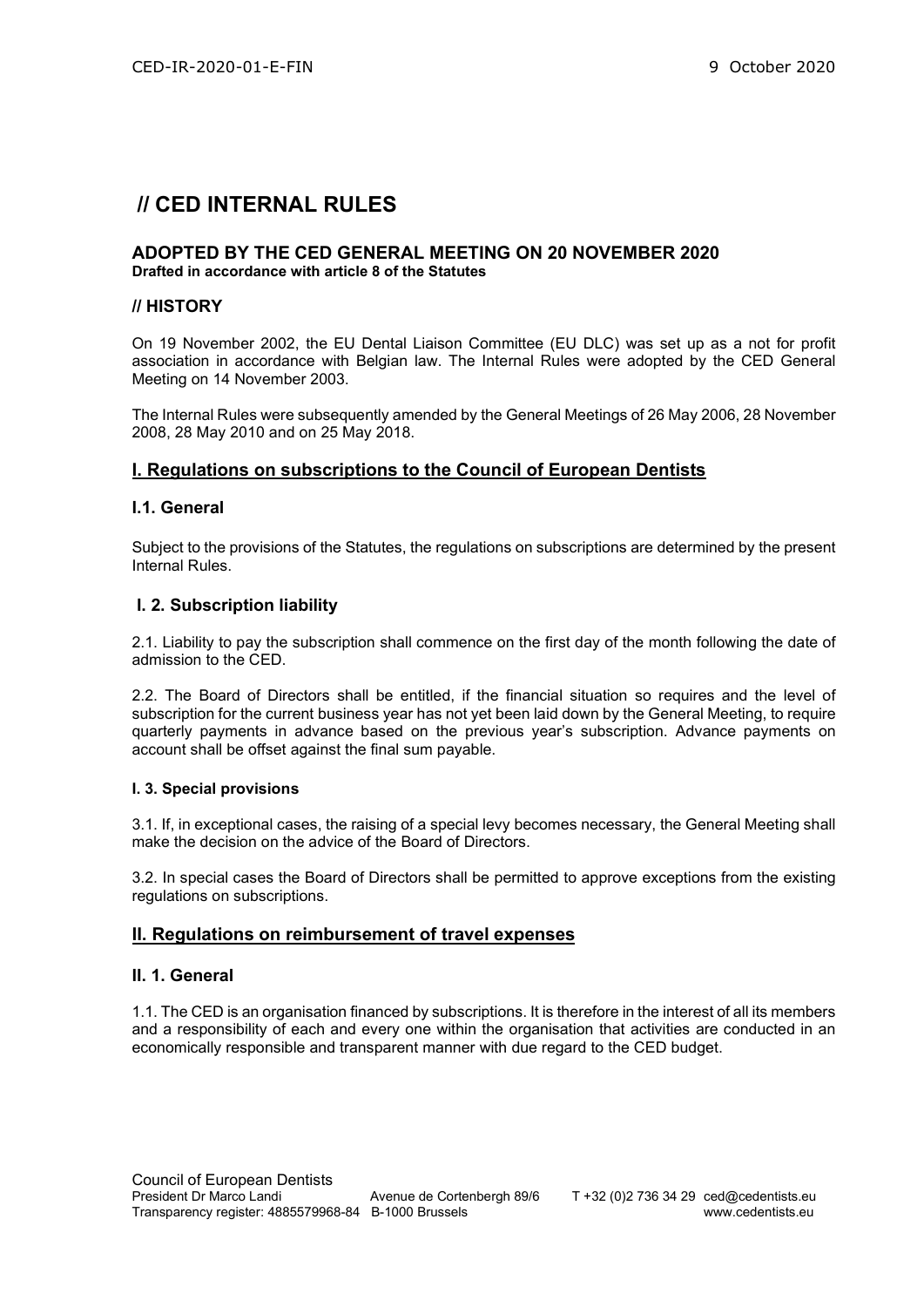# // CED INTERNAL RULES

## ADOPTED BY THE CED GENERAL MEETING ON 20 NOVEMBER 2020

**Drafted in accordance with article 8 of the Statutes**

## // HISTORY

On 19 November 2002, the EU Dental Liaison Committee (EU DLC) was set up as a not for profit association in accordance with Belgian law. The Internal Rules were adopted by the CED General Meeting on 14 November 2003.

The Internal Rules were subsequently amended by the General Meetings of 26 May 2006, 28 November 2008, 28 May 2010 and on 25 May 2018.

## I. Regulations on subscriptions to the Council of European Dentists

### I.1. General

Subject to the provisions of the Statutes, the regulations on subscriptions are determined by the present Internal Rules.

### I. 2. Subscription liability

2.1. Liability to pay the subscription shall commence on the first day of the month following the date of admission to the CED.

2.2. The Board of Directors shall be entitled, if the financial situation so requires and the level of subscription for the current business year has not yet been laid down by the General Meeting, to require quarterly payments in advance based on the previous year's subscription. Advance payments on account shall be offset against the final sum payable.

#### I. 3. Special provisions

3.1. If, in exceptional cases, the raising of a special levy becomes necessary, the General Meeting shall make the decision on the advice of the Board of Directors.

3.2. In special cases the Board of Directors shall be permitted to approve exceptions from the existing regulations on subscriptions.

## II. Regulations on reimbursement of travel expenses

### II. 1. General

1.1. The CED is an organisation financed by subscriptions. It is therefore in the interest of all its members and a responsibility of each and every one within the organisation that activities are conducted in an economically responsible and transparent manner with due regard to the CED budget.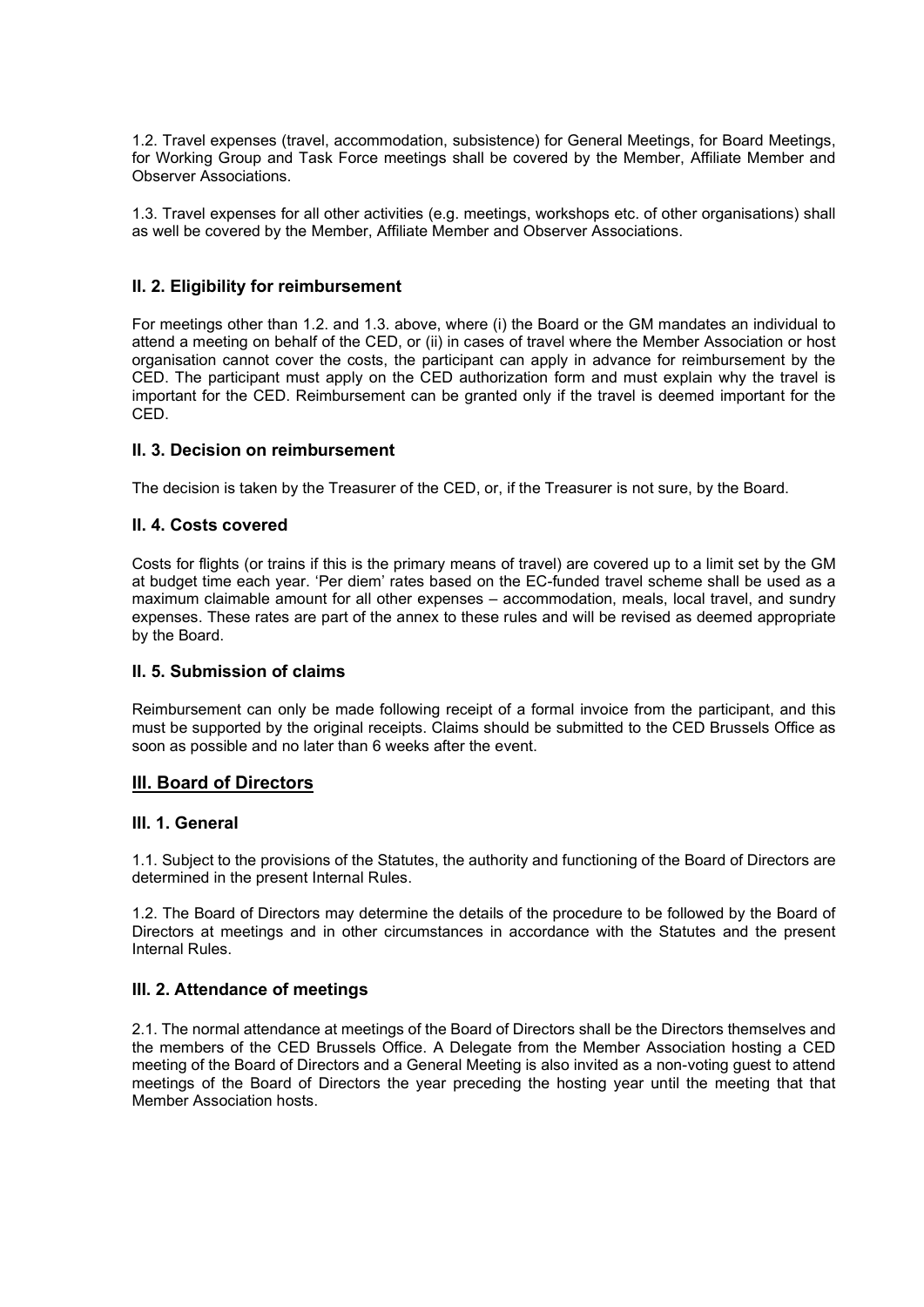1.2. Travel expenses (travel, accommodation, subsistence) for General Meetings, for Board Meetings, for Working Group and Task Force meetings shall be covered by the Member, Affiliate Member and Observer Associations.

1.3. Travel expenses for all other activities (e.g. meetings, workshops etc. of other organisations) shall as well be covered by the Member, Affiliate Member and Observer Associations.

### II. 2. Eligibility for reimbursement

For meetings other than 1.2. and 1.3. above, where (i) the Board or the GM mandates an individual to attend a meeting on behalf of the CED, or (ii) in cases of travel where the Member Association or host organisation cannot cover the costs, the participant can apply in advance for reimbursement by the CED. The participant must apply on the CED authorization form and must explain why the travel is important for the CED. Reimbursement can be granted only if the travel is deemed important for the CED.

### II. 3. Decision on reimbursement

The decision is taken by the Treasurer of the CED, or, if the Treasurer is not sure, by the Board.

### II. 4. Costs covered

Costs for flights (or trains if this is the primary means of travel) are covered up to a limit set by the GM at budget time each year. 'Per diem' rates based on the EC-funded travel scheme shall be used as a maximum claimable amount for all other expenses – accommodation, meals, local travel, and sundry expenses. These rates are part of the annex to these rules and will be revised as deemed appropriate by the Board.

### II. 5. Submission of claims

Reimbursement can only be made following receipt of a formal invoice from the participant, and this must be supported by the original receipts. Claims should be submitted to the CED Brussels Office as soon as possible and no later than 6 weeks after the event.

## III. Board of Directors

### III. 1. General

1.1. Subject to the provisions of the Statutes, the authority and functioning of the Board of Directors are determined in the present Internal Rules.

1.2. The Board of Directors may determine the details of the procedure to be followed by the Board of Directors at meetings and in other circumstances in accordance with the Statutes and the present Internal Rules.

### III. 2. Attendance of meetings

2.1. The normal attendance at meetings of the Board of Directors shall be the Directors themselves and the members of the CED Brussels Office. A Delegate from the Member Association hosting a CED meeting of the Board of Directors and a General Meeting is also invited as a non-voting guest to attend meetings of the Board of Directors the year preceding the hosting year until the meeting that that Member Association hosts.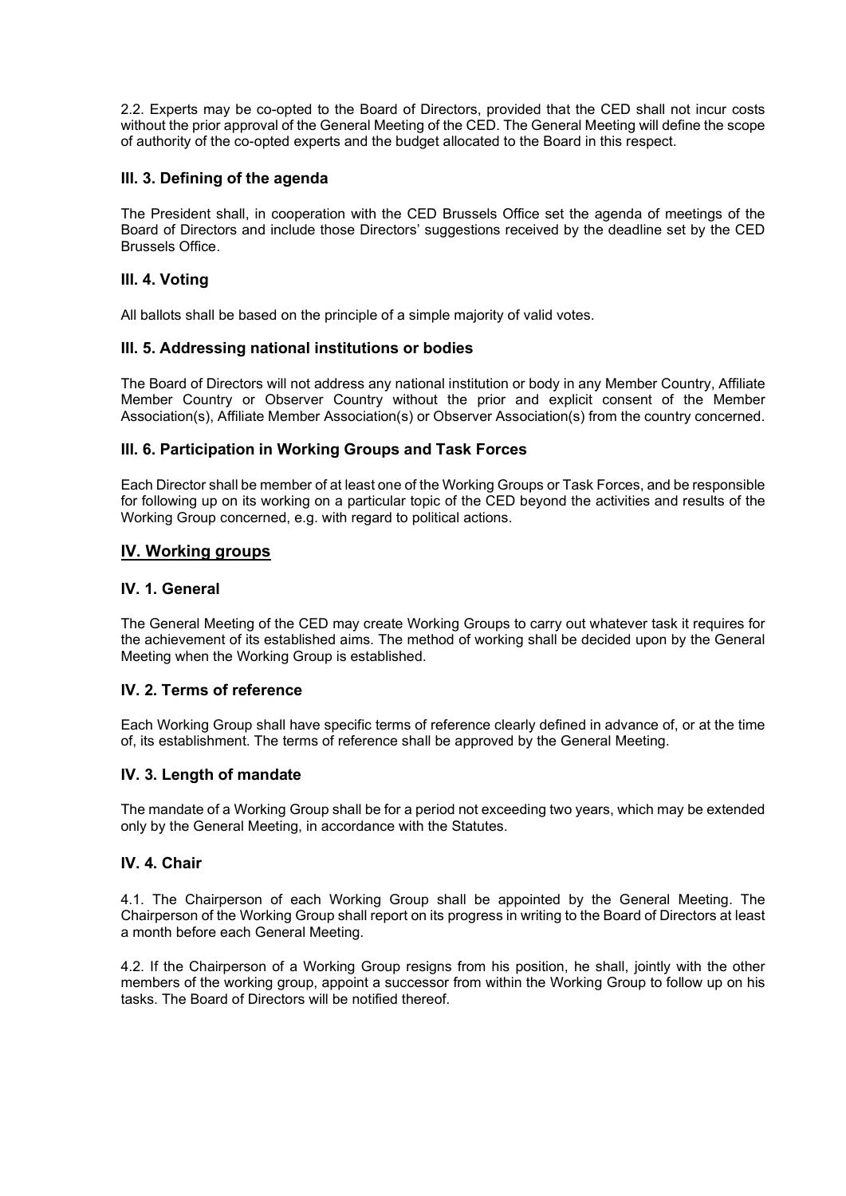2.2. Experts may be co-opted to the Board of Directors, provided that the CED shall not incur costs without the prior approval of the General Meeting of the CED. The General Meeting will define the scope of authority of the co-opted experts and the budget allocated to the Board in this respect.

### III. 3. Defining of the agenda

The President shall, in cooperation with the CED Brussels Office set the agenda of meetings of the Board of Directors and include those Directors' suggestions received by the deadline set by the CED Brussels Office.

### III. 4. Voting

All ballots shall be based on the principle of a simple majority of valid votes.

### III. 5. Addressing national institutions or bodies

The Board of Directors will not address any national institution or body in any Member Country, Affiliate Member Country or Observer Country without the prior and explicit consent of the Member Association(s), Affiliate Member Association(s) or Observer Association(s) from the country concerned.

### III. 6. Participation in Working Groups and Task Forces

Each Director shall be member of at least one of the Working Groups or Task Forces, and be responsible for following up on its working on a particular topic of the CED beyond the activities and results of the Working Group concerned, e.g. with regard to political actions.

## IV. Working groups

### IV. 1. General

The General Meeting of the CED may create Working Groups to carry out whatever task it requires for the achievement of its established aims. The method of working shall be decided upon by the General Meeting when the Working Group is established.

### IV. 2. Terms of reference

Each Working Group shall have specific terms of reference clearly defined in advance of, or at the time of, its establishment. The terms of reference shall be approved by the General Meeting.

### IV. 3. Length of mandate

The mandate of a Working Group shall be for a period not exceeding two years, which may be extended only by the General Meeting, in accordance with the Statutes.

### IV. 4. Chair

4.1. The Chairperson of each Working Group shall be appointed by the General Meeting. The Chairperson of the Working Group shall report on its progress in writing to the Board of Directors at least a month before each General Meeting.

4.2. If the Chairperson of a Working Group resigns from his position, he shall, jointly with the other members of the working group, appoint a successor from within the Working Group to follow up on his tasks. The Board of Directors will be notified thereof.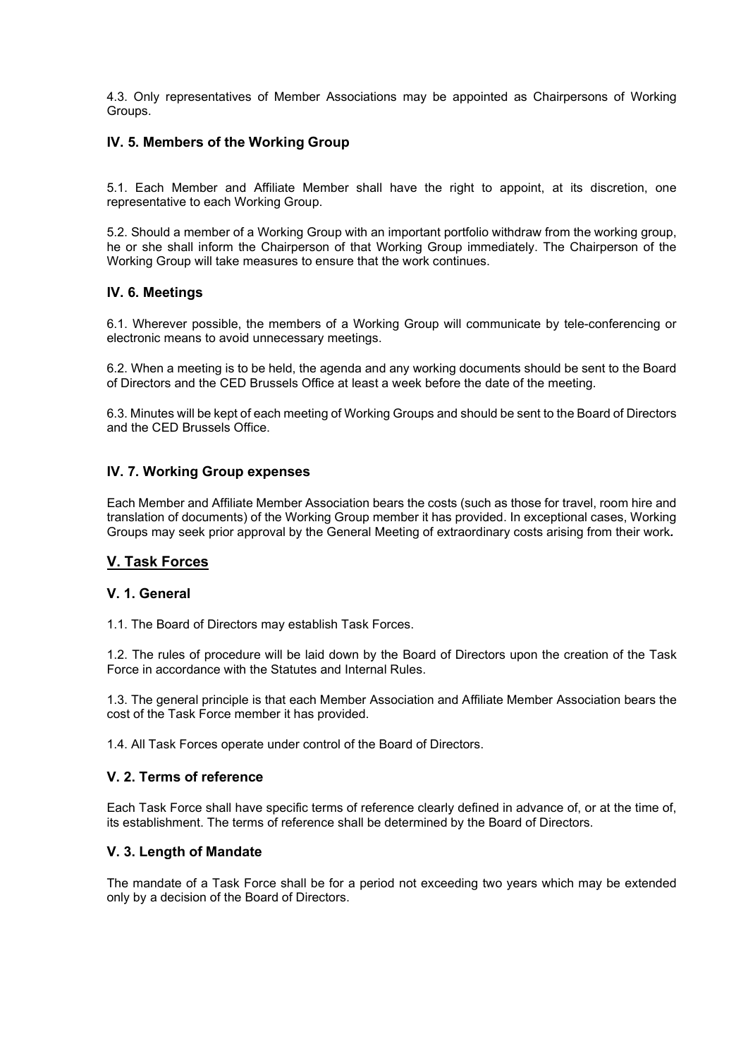4.3. Only representatives of Member Associations may be appointed as Chairpersons of Working Groups.

### IV. 5. Members of the Working Group

5.1. Each Member and Affiliate Member shall have the right to appoint, at its discretion, one representative to each Working Group.

5.2. Should a member of a Working Group with an important portfolio withdraw from the working group, he or she shall inform the Chairperson of that Working Group immediately. The Chairperson of the Working Group will take measures to ensure that the work continues.

### IV. 6. Meetings

6.1. Wherever possible, the members of a Working Group will communicate by tele-conferencing or electronic means to avoid unnecessary meetings.

6.2. When a meeting is to be held, the agenda and any working documents should be sent to the Board of Directors and the CED Brussels Office at least a week before the date of the meeting.

6.3. Minutes will be kept of each meeting of Working Groups and should be sent to the Board of Directors and the CED Brussels Office.

### IV. 7. Working Group expenses

Each Member and Affiliate Member Association bears the costs (such as those for travel, room hire and translation of documents) of the Working Group member it has provided. In exceptional cases, Working Groups may seek prior approval by the General Meeting of extraordinary costs arising from their work**.**

## V. Task Forces

### V. 1. General

1.1. The Board of Directors may establish Task Forces.

1.2. The rules of procedure will be laid down by the Board of Directors upon the creation of the Task Force in accordance with the Statutes and Internal Rules.

1.3. The general principle is that each Member Association and Affiliate Member Association bears the cost of the Task Force member it has provided.

1.4. All Task Forces operate under control of the Board of Directors.

### V. 2. Terms of reference

Each Task Force shall have specific terms of reference clearly defined in advance of, or at the time of, its establishment. The terms of reference shall be determined by the Board of Directors.

### V. 3. Length of Mandate

The mandate of a Task Force shall be for a period not exceeding two years which may be extended only by a decision of the Board of Directors.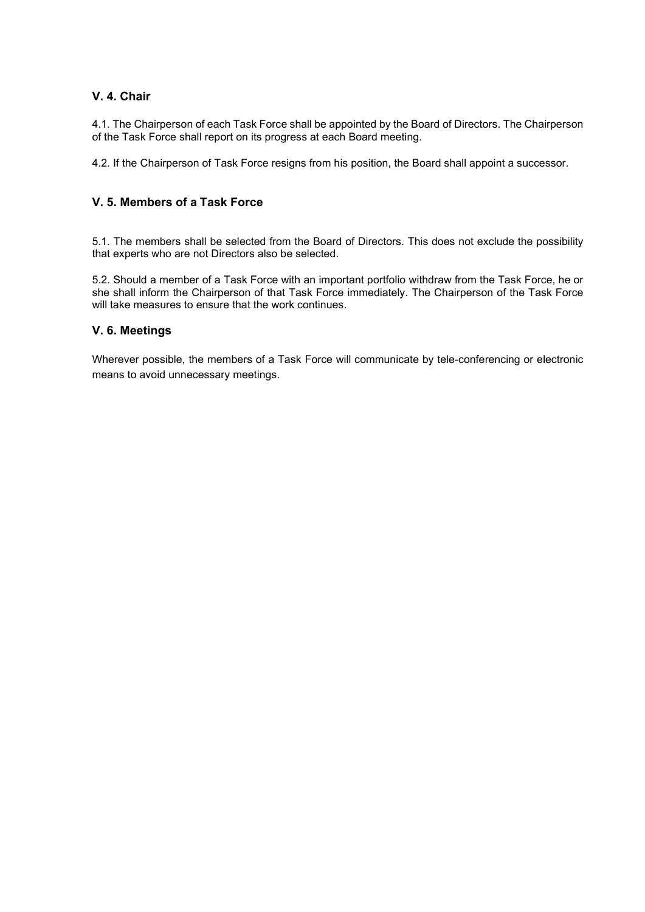### V. 4. Chair

4.1. The Chairperson of each Task Force shall be appointed by the Board of Directors. The Chairperson of the Task Force shall report on its progress at each Board meeting.

4.2. If the Chairperson of Task Force resigns from his position, the Board shall appoint a successor.

### V. 5. Members of a Task Force

5.1. The members shall be selected from the Board of Directors. This does not exclude the possibility that experts who are not Directors also be selected.

5.2. Should a member of a Task Force with an important portfolio withdraw from the Task Force, he or she shall inform the Chairperson of that Task Force immediately. The Chairperson of the Task Force will take measures to ensure that the work continues.

### V. 6. Meetings

Wherever possible, the members of a Task Force will communicate by tele-conferencing or electronic means to avoid unnecessary meetings.